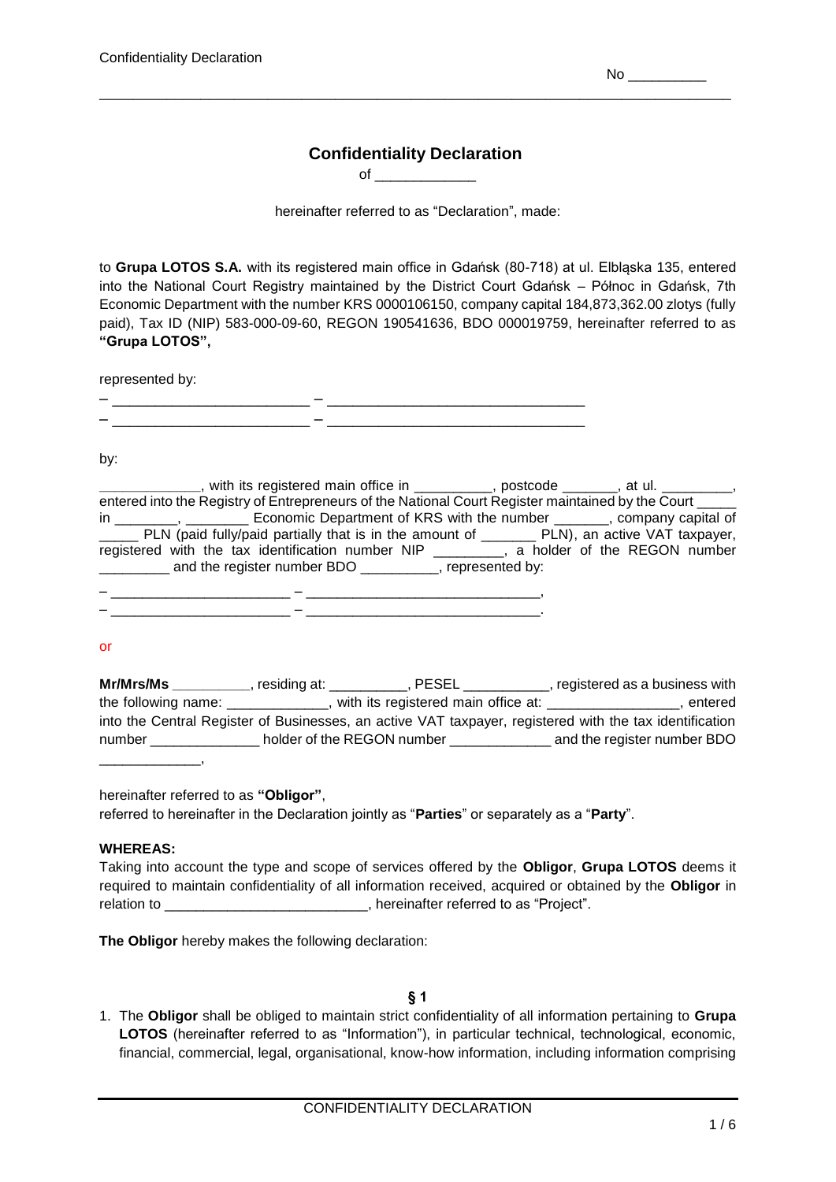No __________

# Confidentiality Declaration

of _____________

hereinafter referred to as "Declaration", made:

to **Grupa LOTOS S.A.** with its registered main office in Gdańsk (80-718) at ul. Elbląska 135, entered into the National Court Registry maintained by the District Court Gdańsk – Północ in Gdańsk, 7th Economic Department with the number KRS 0000106150, company capital 184,873,362.00 zlotys (fully paid), Tax ID (NIP) 583-000-09-60, REGON 190541636, BDO 000019759, hereinafter referred to as **"Grupa LOTOS",**

represented by:

– _________________________ – _________________________________
– _________________________ – _________________________________

by:

_____________, with its registered main office in __________, postcode _______, at ul. _________, entered into the Registry of Entrepreneurs of the National Court Register maintained by the Court _____ in ________, ________ Economic Department of KRS with the number _______, company capital of _____ PLN (paid fully/paid partially that is in the amount of _______ PLN), an active VAT taxpayer, registered with the tax identification number NIP _________, a holder of the REGON number _________ and the register number BDO __________, represented by:

– _______________________ – ______________________________,
– _______________________ – ______________________________.

or

**Mr/Mrs/Ms** __________, residing at: __________, PESEL ___________, registered as a business with the following name: _____________, with its registered main office at: _________________, entered into the Central Register of Businesses, an active VAT taxpayer, registered with the tax identification number ______________ holder of the REGON number _____________ and the register number BDO _____________,

hereinafter referred to as **"Obligor"**,
referred to hereinafter in the Declaration jointly as "**Parties**" or separately as a "**Party**".

**WHEREAS:**
Taking into account the type and scope of services offered by the **Obligor**, **Grupa LOTOS** deems it required to maintain confidentiality of all information received, acquired or obtained by the **Obligor** in relation to __________________________, hereinafter referred to as "Project".

**The Obligor** hereby makes the following declaration:

**§ 1**

1. The **Obligor** shall be obliged to maintain strict confidentiality of all information pertaining to **Grupa LOTOS** (hereinafter referred to as "Information"), in particular technical, technological, economic, financial, commercial, legal, organisational, know-how information, including information comprising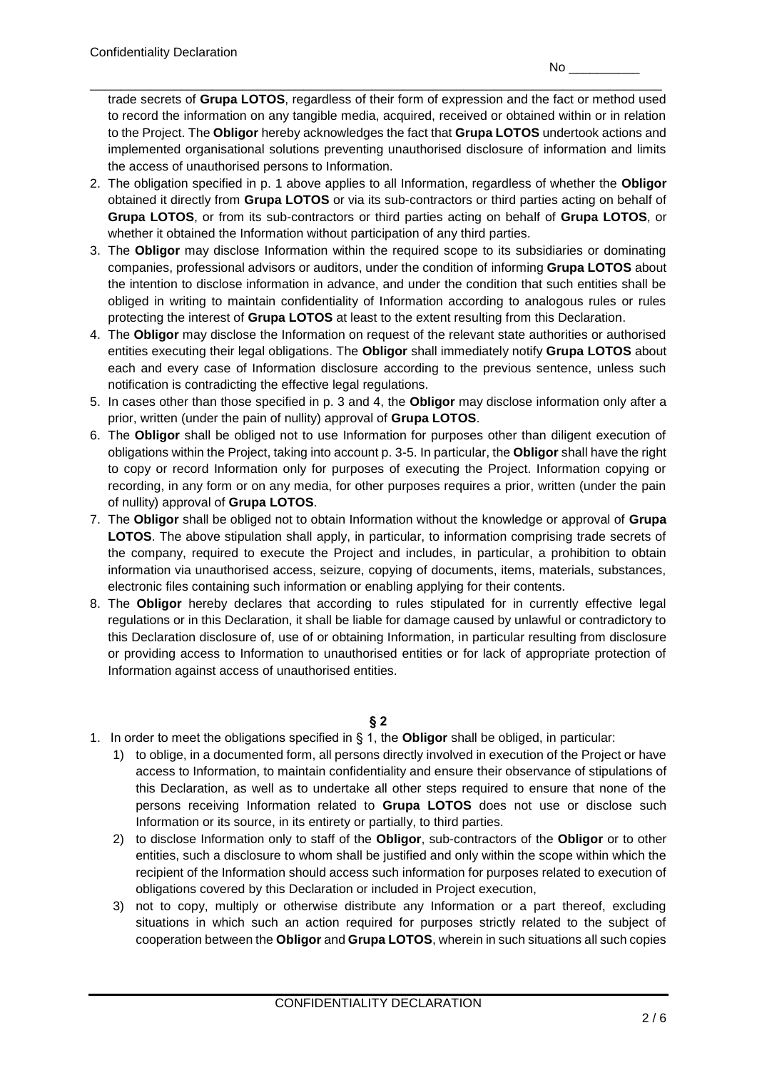trade secrets of **Grupa LOTOS**, regardless of their form of expression and the fact or method used to record the information on any tangible media, acquired, received or obtained within or in relation to the Project. The **Obligor** hereby acknowledges the fact that **Grupa LOTOS** undertook actions and implemented organisational solutions preventing unauthorised disclosure of information and limits the access of unauthorised persons to Information.

2. The obligation specified in p. 1 above applies to all Information, regardless of whether the **Obligor** obtained it directly from **Grupa LOTOS** or via its sub-contractors or third parties acting on behalf of **Grupa LOTOS**, or from its sub-contractors or third parties acting on behalf of **Grupa LOTOS**, or whether it obtained the Information without participation of any third parties.
3. The **Obligor** may disclose Information within the required scope to its subsidiaries or dominating companies, professional advisors or auditors, under the condition of informing **Grupa LOTOS** about the intention to disclose information in advance, and under the condition that such entities shall be obliged in writing to maintain confidentiality of Information according to analogous rules or rules protecting the interest of **Grupa LOTOS** at least to the extent resulting from this Declaration.
4. The **Obligor** may disclose the Information on request of the relevant state authorities or authorised entities executing their legal obligations. The **Obligor** shall immediately notify **Grupa LOTOS** about each and every case of Information disclosure according to the previous sentence, unless such notification is contradicting the effective legal regulations.
5. In cases other than those specified in p. 3 and 4, the **Obligor** may disclose information only after a prior, written (under the pain of nullity) approval of **Grupa LOTOS**.
6. The **Obligor** shall be obliged not to use Information for purposes other than diligent execution of obligations within the Project, taking into account p. 3-5. In particular, the **Obligor** shall have the right to copy or record Information only for purposes of executing the Project. Information copying or recording, in any form or on any media, for other purposes requires a prior, written (under the pain of nullity) approval of **Grupa LOTOS**.
7. The **Obligor** shall be obliged not to obtain Information without the knowledge or approval of **Grupa LOTOS**. The above stipulation shall apply, in particular, to information comprising trade secrets of the company, required to execute the Project and includes, in particular, a prohibition to obtain information via unauthorised access, seizure, copying of documents, items, materials, substances, electronic files containing such information or enabling applying for their contents.
8. The **Obligor** hereby declares that according to rules stipulated for in currently effective legal regulations or in this Declaration, it shall be liable for damage caused by unlawful or contradictory to this Declaration disclosure of, use of or obtaining Information, in particular resulting from disclosure or providing access to Information to unauthorised entities or for lack of appropriate protection of Information against access of unauthorised entities.

**§ 2**

1. In order to meet the obligations specified in § 1, the **Obligor** shall be obliged, in particular:
   1) to oblige, in a documented form, all persons directly involved in execution of the Project or have access to Information, to maintain confidentiality and ensure their observance of stipulations of this Declaration, as well as to undertake all other steps required to ensure that none of the persons receiving Information related to **Grupa LOTOS** does not use or disclose such Information or its source, in its entirety or partially, to third parties.
   2) to disclose Information only to staff of the **Obligor**, sub-contractors of the **Obligor** or to other entities, such a disclosure to whom shall be justified and only within the scope within which the recipient of the Information should access such information for purposes related to execution of obligations covered by this Declaration or included in Project execution,
   3) not to copy, multiply or otherwise distribute any Information or a part thereof, excluding situations in which such an action required for purposes strictly related to the subject of cooperation between the **Obligor** and **Grupa LOTOS**, wherein in such situations all such copies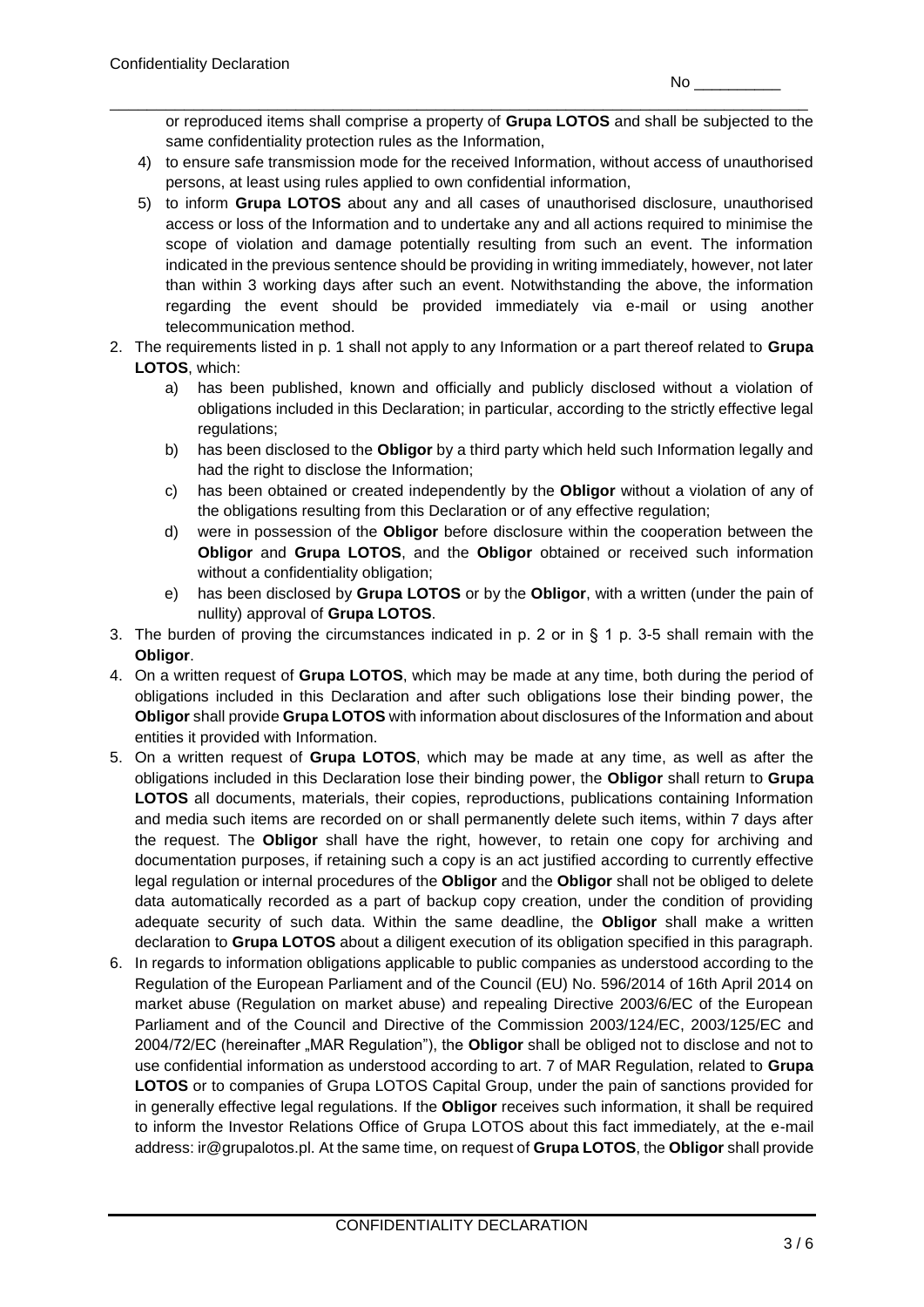or reproduced items shall comprise a property of **Grupa LOTOS** and shall be subjected to the same confidentiality protection rules as the Information,

4) to ensure safe transmission mode for the received Information, without access of unauthorised persons, at least using rules applied to own confidential information,
5) to inform **Grupa LOTOS** about any and all cases of unauthorised disclosure, unauthorised access or loss of the Information and to undertake any and all actions required to minimise the scope of violation and damage potentially resulting from such an event. The information indicated in the previous sentence should be providing in writing immediately, however, not later than within 3 working days after such an event. Notwithstanding the above, the information regarding the event should be provided immediately via e-mail or using another telecommunication method.

2. The requirements listed in p. 1 shall not apply to any Information or a part thereof related to **Grupa LOTOS**, which:
   a) has been published, known and officially and publicly disclosed without a violation of obligations included in this Declaration; in particular, according to the strictly effective legal regulations;
   b) has been disclosed to the **Obligor** by a third party which held such Information legally and had the right to disclose the Information;
   c) has been obtained or created independently by the **Obligor** without a violation of any of the obligations resulting from this Declaration or of any effective regulation;
   d) were in possession of the **Obligor** before disclosure within the cooperation between the **Obligor** and **Grupa LOTOS**, and the **Obligor** obtained or received such information without a confidentiality obligation;
   e) has been disclosed by **Grupa LOTOS** or by the **Obligor**, with a written (under the pain of nullity) approval of **Grupa LOTOS**.
3. The burden of proving the circumstances indicated in p. 2 or in § 1 p. 3-5 shall remain with the **Obligor**.
4. On a written request of **Grupa LOTOS**, which may be made at any time, both during the period of obligations included in this Declaration and after such obligations lose their binding power, the **Obligor** shall provide **Grupa LOTOS** with information about disclosures of the Information and about entities it provided with Information.
5. On a written request of **Grupa LOTOS**, which may be made at any time, as well as after the obligations included in this Declaration lose their binding power, the **Obligor** shall return to **Grupa LOTOS** all documents, materials, their copies, reproductions, publications containing Information and media such items are recorded on or shall permanently delete such items, within 7 days after the request. The **Obligor** shall have the right, however, to retain one copy for archiving and documentation purposes, if retaining such a copy is an act justified according to currently effective legal regulation or internal procedures of the **Obligor** and the **Obligor** shall not be obliged to delete data automatically recorded as a part of backup copy creation, under the condition of providing adequate security of such data. Within the same deadline, the **Obligor** shall make a written declaration to **Grupa LOTOS** about a diligent execution of its obligation specified in this paragraph.
6. In regards to information obligations applicable to public companies as understood according to the Regulation of the European Parliament and of the Council (EU) No. 596/2014 of 16th April 2014 on market abuse (Regulation on market abuse) and repealing Directive 2003/6/EC of the European Parliament and of the Council and Directive of the Commission 2003/124/EC, 2003/125/EC and 2004/72/EC (hereinafter „MAR Regulation"), the **Obligor** shall be obliged not to disclose and not to use confidential information as understood according to art. 7 of MAR Regulation, related to **Grupa LOTOS** or to companies of Grupa LOTOS Capital Group, under the pain of sanctions provided for in generally effective legal regulations. If the **Obligor** receives such information, it shall be required to inform the Investor Relations Office of Grupa LOTOS about this fact immediately, at the e-mail address: ir@grupalotos.pl. At the same time, on request of **Grupa LOTOS**, the **Obligor** shall provide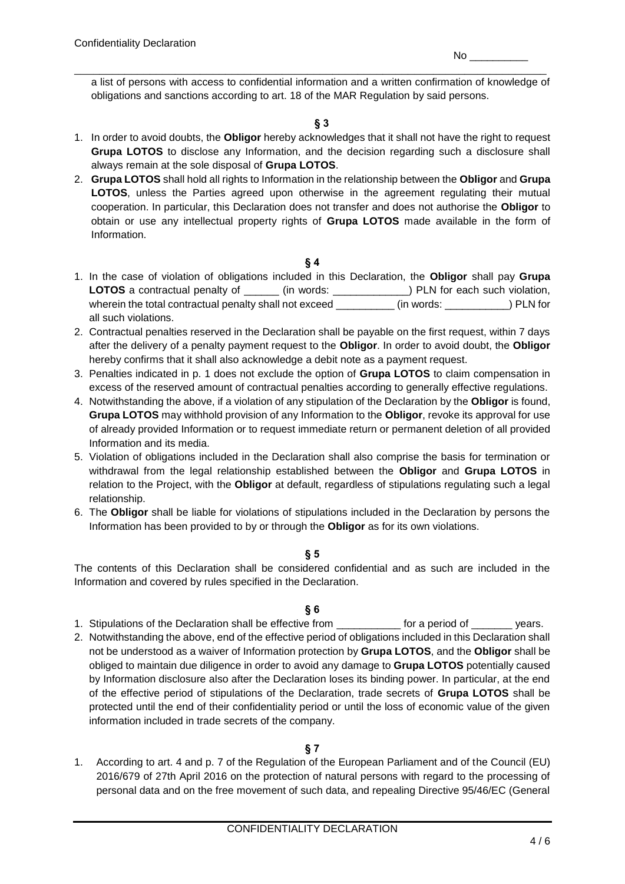a list of persons with access to confidential information and a written confirmation of knowledge of obligations and sanctions according to art. 18 of the MAR Regulation by said persons.

**§ 3**

1. In order to avoid doubts, the **Obligor** hereby acknowledges that it shall not have the right to request **Grupa LOTOS** to disclose any Information, and the decision regarding such a disclosure shall always remain at the sole disposal of **Grupa LOTOS**.
2. **Grupa LOTOS** shall hold all rights to Information in the relationship between the **Obligor** and **Grupa LOTOS**, unless the Parties agreed upon otherwise in the agreement regulating their mutual cooperation. In particular, this Declaration does not transfer and does not authorise the **Obligor** to obtain or use any intellectual property rights of **Grupa LOTOS** made available in the form of Information.

**§ 4**

1. In the case of violation of obligations included in this Declaration, the **Obligor** shall pay **Grupa LOTOS** a contractual penalty of ______ (in words: _____________) PLN for each such violation, wherein the total contractual penalty shall not exceed __________ (in words: ___________) PLN for all such violations.
2. Contractual penalties reserved in the Declaration shall be payable on the first request, within 7 days after the delivery of a penalty payment request to the **Obligor**. In order to avoid doubt, the **Obligor** hereby confirms that it shall also acknowledge a debit note as a payment request.
3. Penalties indicated in p. 1 does not exclude the option of **Grupa LOTOS** to claim compensation in excess of the reserved amount of contractual penalties according to generally effective regulations.
4. Notwithstanding the above, if a violation of any stipulation of the Declaration by the **Obligor** is found, **Grupa LOTOS** may withhold provision of any Information to the **Obligor**, revoke its approval for use of already provided Information or to request immediate return or permanent deletion of all provided Information and its media.
5. Violation of obligations included in the Declaration shall also comprise the basis for termination or withdrawal from the legal relationship established between the **Obligor** and **Grupa LOTOS** in relation to the Project, with the **Obligor** at default, regardless of stipulations regulating such a legal relationship.
6. The **Obligor** shall be liable for violations of stipulations included in the Declaration by persons the Information has been provided to by or through the **Obligor** as for its own violations.

**§ 5**

The contents of this Declaration shall be considered confidential and as such are included in the Information and covered by rules specified in the Declaration.

**§ 6**

1. Stipulations of the Declaration shall be effective from ___________ for a period of _______ years.
2. Notwithstanding the above, end of the effective period of obligations included in this Declaration shall not be understood as a waiver of Information protection by **Grupa LOTOS**, and the **Obligor** shall be obliged to maintain due diligence in order to avoid any damage to **Grupa LOTOS** potentially caused by Information disclosure also after the Declaration loses its binding power. In particular, at the end of the effective period of stipulations of the Declaration, trade secrets of **Grupa LOTOS** shall be protected until the end of their confidentiality period or until the loss of economic value of the given information included in trade secrets of the company.

**§ 7**

1. According to art. 4 and p. 7 of the Regulation of the European Parliament and of the Council (EU) 2016/679 of 27th April 2016 on the protection of natural persons with regard to the processing of personal data and on the free movement of such data, and repealing Directive 95/46/EC (General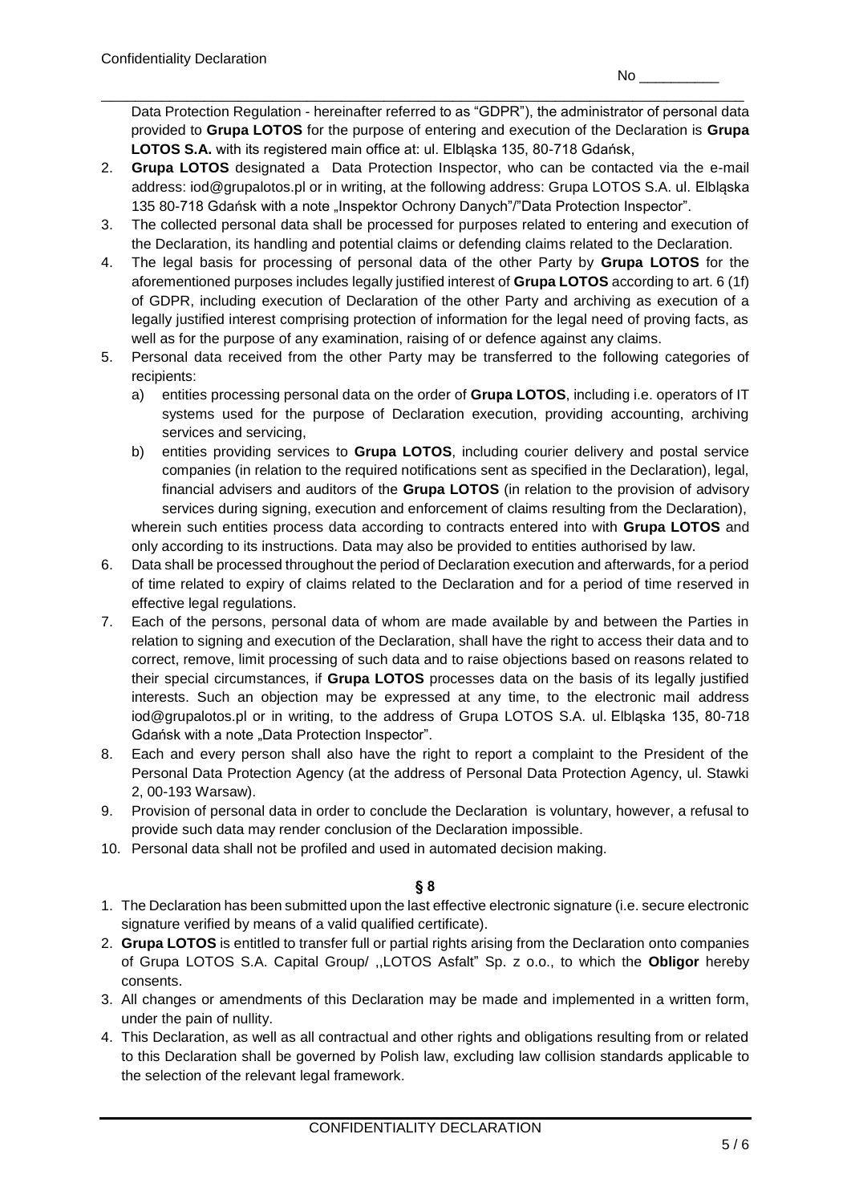Data Protection Regulation - hereinafter referred to as "GDPR"), the administrator of personal data provided to **Grupa LOTOS** for the purpose of entering and execution of the Declaration is **Grupa LOTOS S.A.** with its registered main office at: ul. Elbląska 135, 80-718 Gdańsk,

2. **Grupa LOTOS** designated a Data Protection Inspector, who can be contacted via the e-mail address: iod@grupalotos.pl or in writing, at the following address: Grupa LOTOS S.A. ul. Elbląska 135 80-718 Gdańsk with a note „Inspektor Ochrony Danych"/"Data Protection Inspector".
3. The collected personal data shall be processed for purposes related to entering and execution of the Declaration, its handling and potential claims or defending claims related to the Declaration.
4. The legal basis for processing of personal data of the other Party by **Grupa LOTOS** for the aforementioned purposes includes legally justified interest of **Grupa LOTOS** according to art. 6 (1f) of GDPR, including execution of Declaration of the other Party and archiving as execution of a legally justified interest comprising protection of information for the legal need of proving facts, as well as for the purpose of any examination, raising of or defence against any claims.
5. Personal data received from the other Party may be transferred to the following categories of recipients:
   a) entities processing personal data on the order of **Grupa LOTOS**, including i.e. operators of IT systems used for the purpose of Declaration execution, providing accounting, archiving services and servicing,
   b) entities providing services to **Grupa LOTOS**, including courier delivery and postal service companies (in relation to the required notifications sent as specified in the Declaration), legal, financial advisers and auditors of the **Grupa LOTOS** (in relation to the provision of advisory services during signing, execution and enforcement of claims resulting from the Declaration),

   wherein such entities process data according to contracts entered into with **Grupa LOTOS** and only according to its instructions. Data may also be provided to entities authorised by law.
6. Data shall be processed throughout the period of Declaration execution and afterwards, for a period of time related to expiry of claims related to the Declaration and for a period of time reserved in effective legal regulations.
7. Each of the persons, personal data of whom are made available by and between the Parties in relation to signing and execution of the Declaration, shall have the right to access their data and to correct, remove, limit processing of such data and to raise objections based on reasons related to their special circumstances, if **Grupa LOTOS** processes data on the basis of its legally justified interests. Such an objection may be expressed at any time, to the electronic mail address iod@grupalotos.pl or in writing, to the address of Grupa LOTOS S.A. ul. Elbląska 135, 80-718 Gdańsk with a note „Data Protection Inspector".
8. Each and every person shall also have the right to report a complaint to the President of the Personal Data Protection Agency (at the address of Personal Data Protection Agency, ul. Stawki 2, 00-193 Warsaw).
9. Provision of personal data in order to conclude the Declaration is voluntary, however, a refusal to provide such data may render conclusion of the Declaration impossible.
10. Personal data shall not be profiled and used in automated decision making.

## § 8

1. The Declaration has been submitted upon the last effective electronic signature (i.e. secure electronic signature verified by means of a valid qualified certificate).
2. **Grupa LOTOS** is entitled to transfer full or partial rights arising from the Declaration onto companies of Grupa LOTOS S.A. Capital Group/ ,,LOTOS Asfalt" Sp. z o.o., to which the **Obligor** hereby consents.
3. All changes or amendments of this Declaration may be made and implemented in a written form, under the pain of nullity.
4. This Declaration, as well as all contractual and other rights and obligations resulting from or related to this Declaration shall be governed by Polish law, excluding law collision standards applicable to the selection of the relevant legal framework.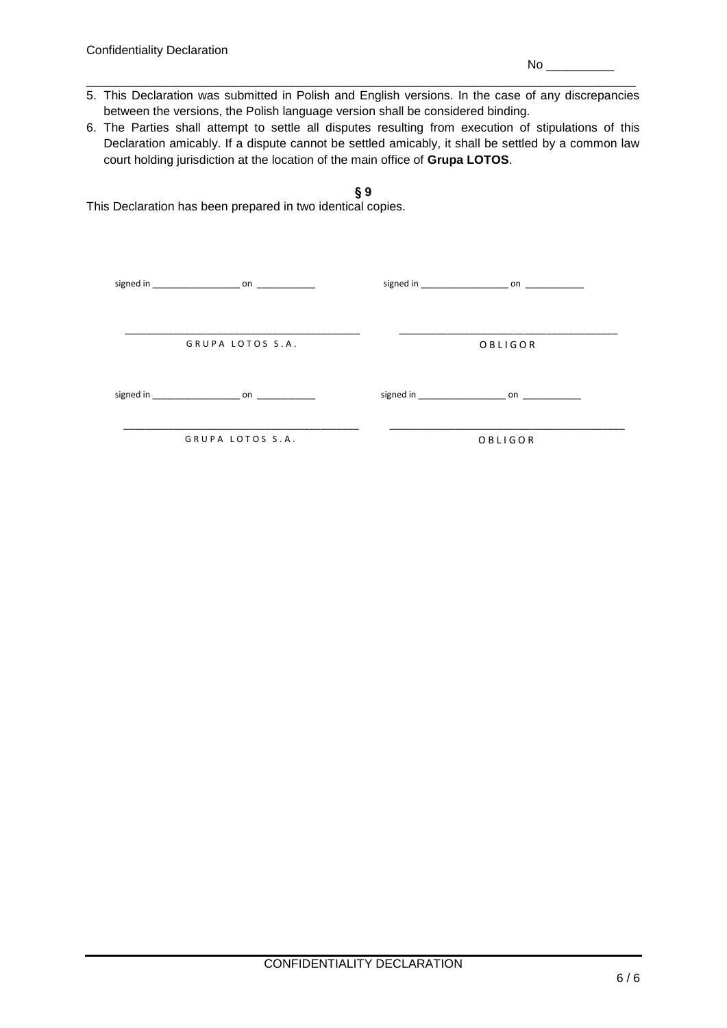5. This Declaration was submitted in Polish and English versions. In the case of any discrepancies between the versions, the Polish language version shall be considered binding.
6. The Parties shall attempt to settle all disputes resulting from execution of stipulations of this Declaration amicably. If a dispute cannot be settled amicably, it shall be settled by a common law court holding jurisdiction at the location of the main office of **Grupa LOTOS**.

**§ 9**

This Declaration has been prepared in two identical copies.

| | |
|---|---|
| signed in _________________ on ___________ | signed in _________________ on ___________ |
| ________________________________________ | ________________________________________ |
| GRUPA LOTOS S.A. | OBLIGOR |
| signed in _________________ on ___________ | signed in _________________ on ___________ |
| ________________________________________ | ________________________________________ |
| GRUPA LOTOS S.A. | OBLIGOR |